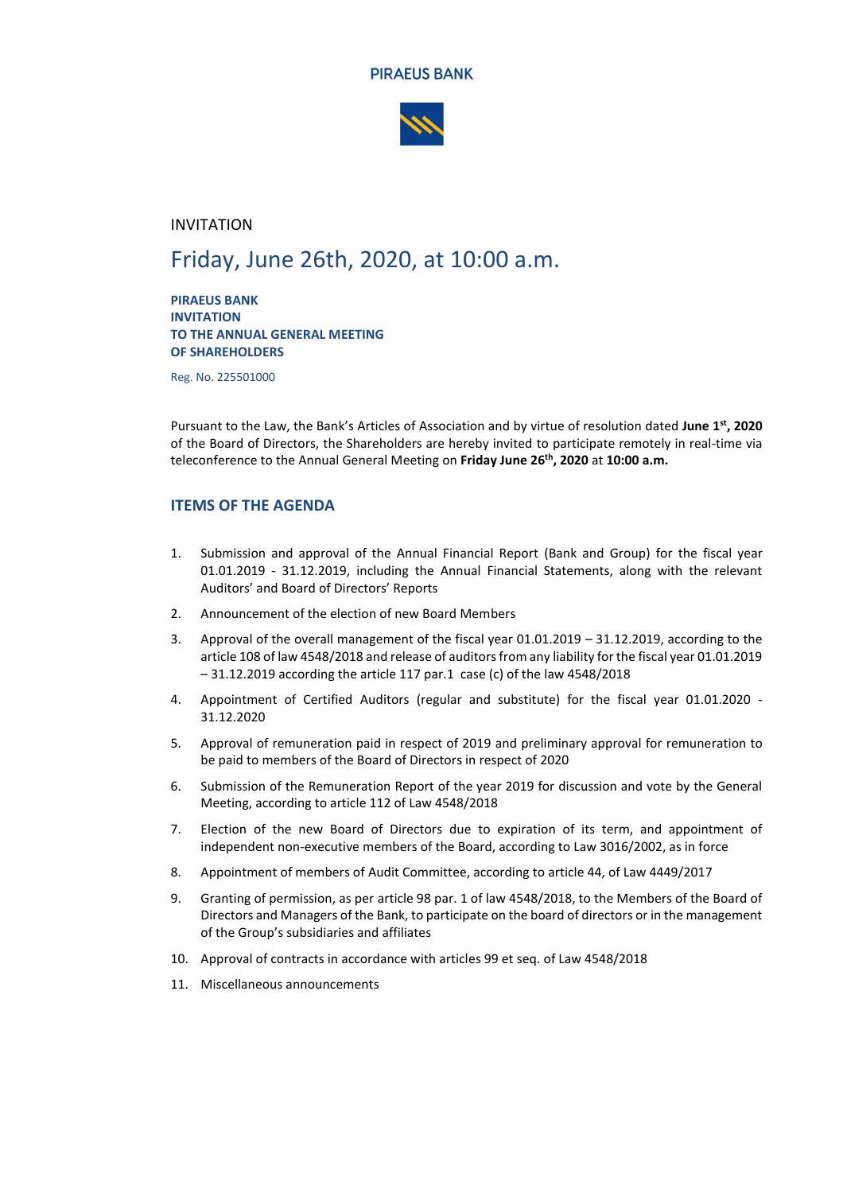PIRAEUS BANK

INVITATION

# Friday, June 26th, 2020, at 10:00 a.m.

**PIRAEUS BANK**
**INVITATION**
**TO THE ANNUAL GENERAL MEETING**
**OF SHAREHOLDERS**

Reg. No. 225501000

Pursuant to the Law, the Bank's Articles of Association and by virtue of resolution dated **June 1st, 2020** of the Board of Directors, the Shareholders are hereby invited to participate remotely in real-time via teleconference to the Annual General Meeting on **Friday June 26th, 2020** at **10:00 a.m.**

## ITEMS OF THE AGENDA

1. Submission and approval of the Annual Financial Report (Bank and Group) for the fiscal year 01.01.2019 - 31.12.2019, including the Annual Financial Statements, along with the relevant Auditors' and Board of Directors' Reports
2. Announcement of the election of new Board Members
3. Approval of the overall management of the fiscal year 01.01.2019 – 31.12.2019, according to the article 108 of law 4548/2018 and release of auditors from any liability for the fiscal year 01.01.2019 – 31.12.2019 according the article 117 par.1 case (c) of the law 4548/2018
4. Appointment of Certified Auditors (regular and substitute) for the fiscal year 01.01.2020 - 31.12.2020
5. Approval of remuneration paid in respect of 2019 and preliminary approval for remuneration to be paid to members of the Board of Directors in respect of 2020
6. Submission of the Remuneration Report of the year 2019 for discussion and vote by the General Meeting, according to article 112 of Law 4548/2018
7. Election of the new Board of Directors due to expiration of its term, and appointment of independent non-executive members of the Board, according to Law 3016/2002, as in force
8. Appointment of members of Audit Committee, according to article 44, of Law 4449/2017
9. Granting of permission, as per article 98 par. 1 of law 4548/2018, to the Members of the Board of Directors and Managers of the Bank, to participate on the board of directors or in the management of the Group's subsidiaries and affiliates
10. Approval of contracts in accordance with articles 99 et seq. of Law 4548/2018
11. Miscellaneous announcements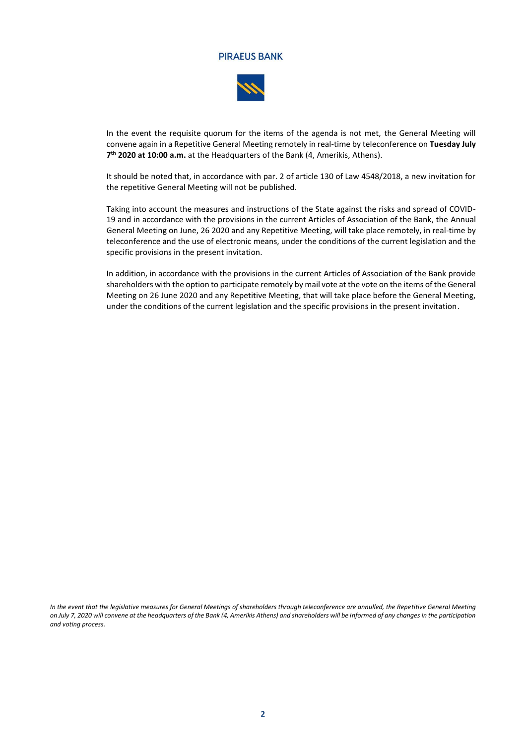In the event the requisite quorum for the items of the agenda is not met, the General Meeting will convene again in a Repetitive General Meeting remotely in real-time by teleconference on **Tuesday July 7th 2020 at 10:00 a.m.** at the Headquarters of the Bank (4, Amerikis, Athens).

It should be noted that, in accordance with par. 2 of article 130 of Law 4548/2018, a new invitation for the repetitive General Meeting will not be published.

Taking into account the measures and instructions of the State against the risks and spread of COVID-19 and in accordance with the provisions in the current Articles of Association of the Bank, the Annual General Meeting on June, 26 2020 and any Repetitive Meeting, will take place remotely, in real-time by teleconference and the use of electronic means, under the conditions of the current legislation and the specific provisions in the present invitation.

In addition, in accordance with the provisions in the current Articles of Association of the Bank provide shareholders with the option to participate remotely by mail vote at the vote on the items of the General Meeting on 26 June 2020 and any Repetitive Meeting, that will take place before the General Meeting, under the conditions of the current legislation and the specific provisions in the present invitation.

*In the event that the legislative measures for General Meetings of shareholders through teleconference are annulled, the Repetitive General Meeting on July 7, 2020 will convene at the headquarters of the Bank (4, Amerikis Athens) and shareholders will be informed of any changes in the participation and voting process.*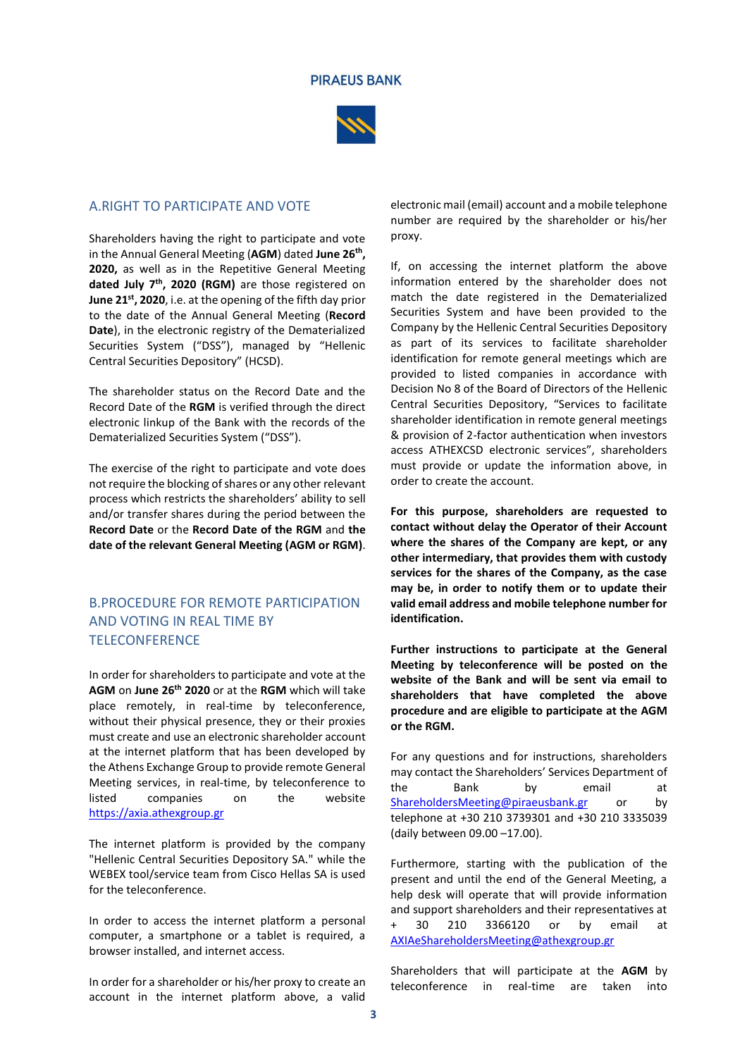## A.RIGHT TO PARTICIPATE AND VOTE

Shareholders having the right to participate and vote in the Annual General Meeting (**AGM**) dated **June 26th, 2020,** as well as in the Repetitive General Meeting **dated July 7th, 2020 (RGM)** are those registered on **June 21st, 2020**, i.e. at the opening of the fifth day prior to the date of the Annual General Meeting (**Record Date**), in the electronic registry of the Dematerialized Securities System ("DSS"), managed by "Hellenic Central Securities Depository" (HCSD).

The shareholder status on the Record Date and the Record Date of the **RGM** is verified through the direct electronic linkup of the Bank with the records of the Dematerialized Securities System ("DSS").

The exercise of the right to participate and vote does not require the blocking of shares or any other relevant process which restricts the shareholders' ability to sell and/or transfer shares during the period between the **Record Date** or the **Record Date of the RGM** and **the date of the relevant General Meeting (AGM or RGM)**.

## B.PROCEDURE FOR REMOTE PARTICIPATION AND VOTING IN REAL TIME BY TELECONFERENCE

In order for shareholders to participate and vote at the **AGM** on **June 26th 2020** or at the **RGM** which will take place remotely, in real-time by teleconference, without their physical presence, they or their proxies must create and use an electronic shareholder account at the internet platform that has been developed by the Athens Exchange Group to provide remote General Meeting services, in real-time, by teleconference to listed companies on the website https://axia.athexgroup.gr

The internet platform is provided by the company "Hellenic Central Securities Depository SA." while the WEBEX tool/service team from Cisco Hellas SA is used for the teleconference.

In order to access the internet platform a personal computer, a smartphone or a tablet is required, a browser installed, and internet access.

In order for a shareholder or his/her proxy to create an account in the internet platform above, a valid electronic mail (email) account and a mobile telephone number are required by the shareholder or his/her proxy.

If, on accessing the internet platform the above information entered by the shareholder does not match the date registered in the Dematerialized Securities System and have been provided to the Company by the Hellenic Central Securities Depository as part of its services to facilitate shareholder identification for remote general meetings which are provided to listed companies in accordance with Decision No 8 of the Board of Directors of the Hellenic Central Securities Depository, "Services to facilitate shareholder identification in remote general meetings & provision of 2-factor authentication when investors access ATHEXCSD electronic services", shareholders must provide or update the information above, in order to create the account.

**For this purpose, shareholders are requested to contact without delay the Operator of their Account where the shares of the Company are kept, or any other intermediary, that provides them with custody services for the shares of the Company, as the case may be, in order to notify them or to update their valid email address and mobile telephone number for identification.**

**Further instructions to participate at the General Meeting by teleconference will be posted on the website of the Bank and will be sent via email to shareholders that have completed the above procedure and are eligible to participate at the AGM or the RGM.**

For any questions and for instructions, shareholders may contact the Shareholders' Services Department of the Bank by email at ShareholdersMeeting@piraeusbank.gr or by telephone at +30 210 3739301 and +30 210 3335039 (daily between 09.00 –17.00).

Furthermore, starting with the publication of the present and until the end of the General Meeting, a help desk will operate that will provide information and support shareholders and their representatives at + 30 210 3366120 or by email at AXIAeShareholdersMeeting@athexgroup.gr

Shareholders that will participate at the **AGM** by teleconference in real-time are taken into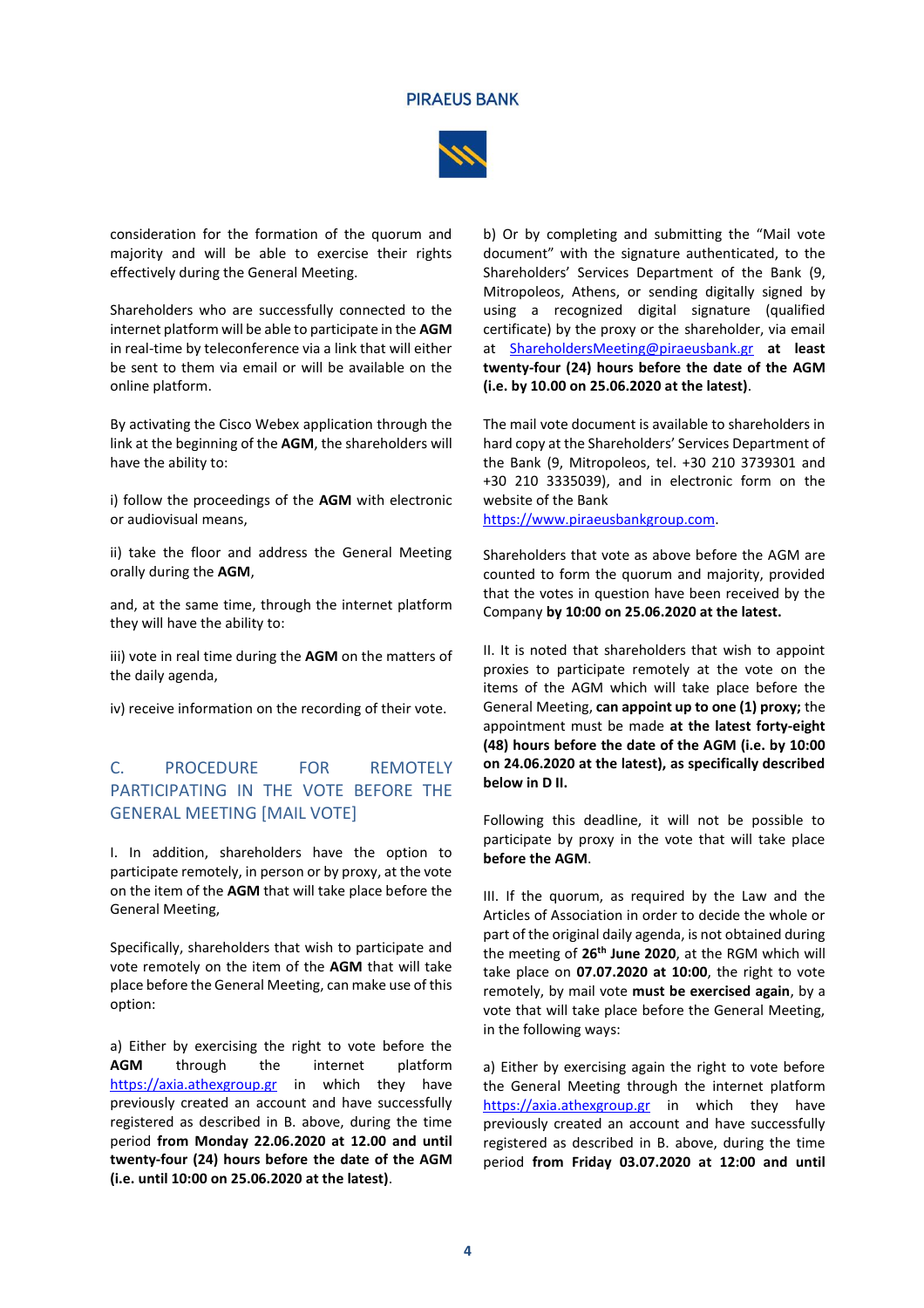consideration for the formation of the quorum and majority and will be able to exercise their rights effectively during the General Meeting.

Shareholders who are successfully connected to the internet platform will be able to participate in the **AGM** in real-time by teleconference via a link that will either be sent to them via email or will be available on the online platform.

By activating the Cisco Webex application through the link at the beginning of the **AGM**, the shareholders will have the ability to:

i) follow the proceedings of the **AGM** with electronic or audiovisual means,

ii) take the floor and address the General Meeting orally during the **AGM**,

and, at the same time, through the internet platform they will have the ability to:

iii) vote in real time during the **AGM** on the matters of the daily agenda,

iv) receive information on the recording of their vote.

## C. PROCEDURE FOR REMOTELY PARTICIPATING IN THE VOTE BEFORE THE GENERAL MEETING [MAIL VOTE]

I. In addition, shareholders have the option to participate remotely, in person or by proxy, at the vote on the item of the **AGM** that will take place before the General Meeting,

Specifically, shareholders that wish to participate and vote remotely on the item of the **AGM** that will take place before the General Meeting, can make use of this option:

a) Either by exercising the right to vote before the **AGM** through the internet platform https://axia.athexgroup.gr in which they have previously created an account and have successfully registered as described in B. above, during the time period **from Monday 22.06.2020 at 12.00 and until twenty-four (24) hours before the date of the AGM (i.e. until 10:00 on 25.06.2020 at the latest)**.

b) Or by completing and submitting the "Mail vote document" with the signature authenticated, to the Shareholders' Services Department of the Bank (9, Mitropoleos, Athens, or sending digitally signed by using a recognized digital signature (qualified certificate) by the proxy or the shareholder, via email at ShareholdersMeeting@piraeusbank.gr **at least twenty-four (24) hours before the date of the AGM (i.e. by 10.00 on 25.06.2020 at the latest)**.

The mail vote document is available to shareholders in hard copy at the Shareholders' Services Department of the Bank (9, Mitropoleos, tel. +30 210 3739301 and +30 210 3335039), and in electronic form on the website of the Bank https://www.piraeusbankgroup.com.

Shareholders that vote as above before the AGM are counted to form the quorum and majority, provided that the votes in question have been received by the Company **by 10:00 on 25.06.2020 at the latest.**

II. It is noted that shareholders that wish to appoint proxies to participate remotely at the vote on the items of the AGM which will take place before the General Meeting, **can appoint up to one (1) proxy;** the appointment must be made **at the latest forty-eight (48) hours before the date of the AGM (i.e. by 10:00 on 24.06.2020 at the latest), as specifically described below in D II.**

Following this deadline, it will not be possible to participate by proxy in the vote that will take place **before the AGM**.

III. If the quorum, as required by the Law and the Articles of Association in order to decide the whole or part of the original daily agenda, is not obtained during the meeting of **26th June 2020**, at the RGM which will take place on **07.07.2020 at 10:00**, the right to vote remotely, by mail vote **must be exercised again**, by a vote that will take place before the General Meeting, in the following ways:

a) Either by exercising again the right to vote before the General Meeting through the internet platform https://axia.athexgroup.gr in which they have previously created an account and have successfully registered as described in B. above, during the time period **from Friday 03.07.2020 at 12:00 and until**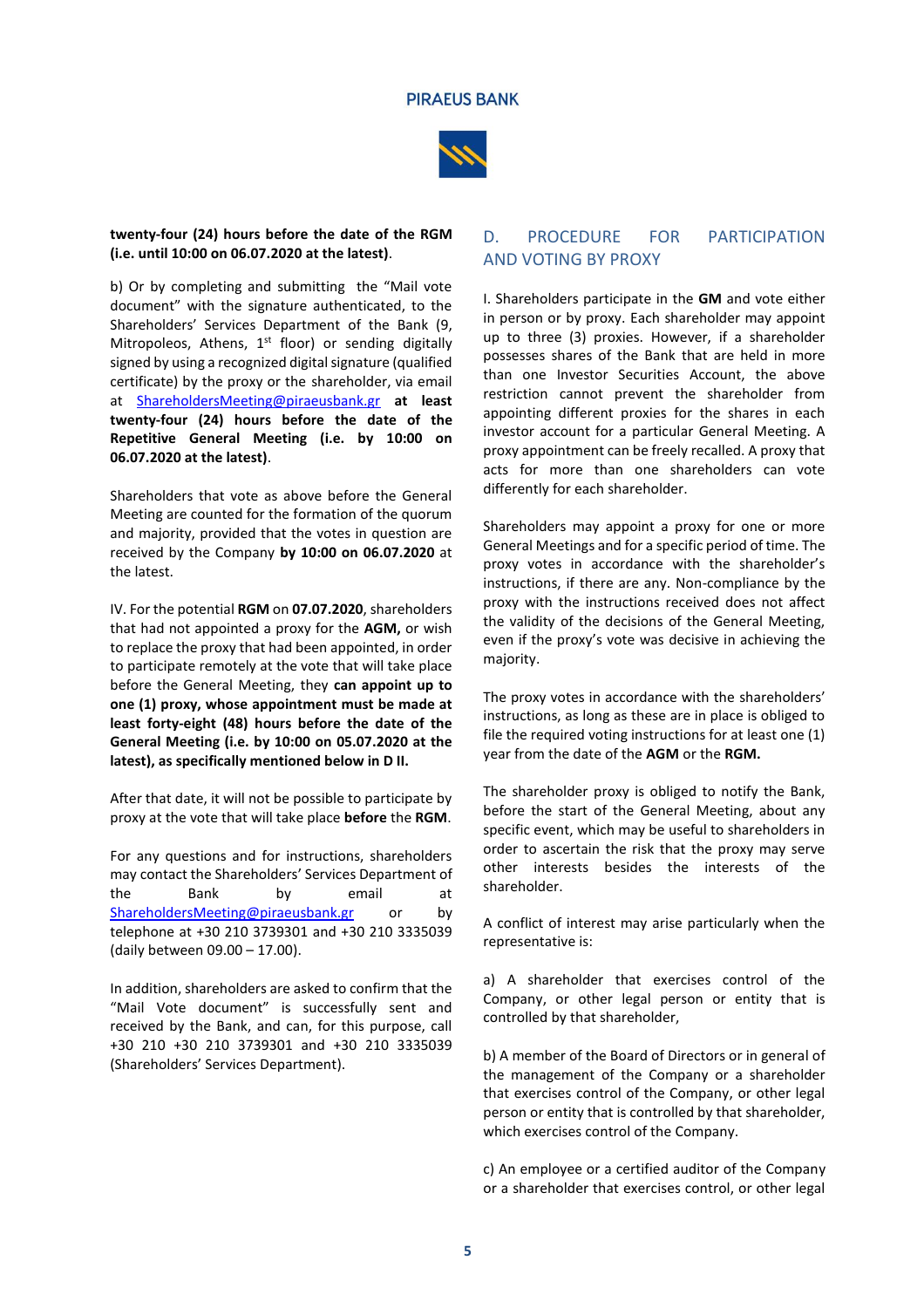**twenty-four (24) hours before the date of the RGM (i.e. until 10:00 on 06.07.2020 at the latest)**.

b) Or by completing and submitting the "Mail vote document" with the signature authenticated, to the Shareholders' Services Department of the Bank (9, Mitropoleos, Athens, 1st floor) or sending digitally signed by using a recognized digital signature (qualified certificate) by the proxy or the shareholder, via email at ShareholdersMeeting@piraeusbank.gr **at least twenty-four (24) hours before the date of the Repetitive General Meeting (i.e. by 10:00 on 06.07.2020 at the latest)**.

Shareholders that vote as above before the General Meeting are counted for the formation of the quorum and majority, provided that the votes in question are received by the Company **by 10:00 on 06.07.2020** at the latest.

IV. For the potential **RGM** on **07.07.2020**, shareholders that had not appointed a proxy for the **AGM,** or wish to replace the proxy that had been appointed, in order to participate remotely at the vote that will take place before the General Meeting, they **can appoint up to one (1) proxy, whose appointment must be made at least forty-eight (48) hours before the date of the General Meeting (i.e. by 10:00 on 05.07.2020 at the latest), as specifically mentioned below in D II.**

After that date, it will not be possible to participate by proxy at the vote that will take place **before** the **RGM**.

For any questions and for instructions, shareholders may contact the Shareholders' Services Department of the Bank by email at ShareholdersMeeting@piraeusbank.gr or by telephone at +30 210 3739301 and +30 210 3335039 (daily between 09.00 – 17.00).

In addition, shareholders are asked to confirm that the "Mail Vote document" is successfully sent and received by the Bank, and can, for this purpose, call +30 210 +30 210 3739301 and +30 210 3335039 (Shareholders' Services Department).

## D. PROCEDURE FOR PARTICIPATION AND VOTING BY PROXY

I. Shareholders participate in the **GM** and vote either in person or by proxy. Each shareholder may appoint up to three (3) proxies. However, if a shareholder possesses shares of the Bank that are held in more than one Investor Securities Account, the above restriction cannot prevent the shareholder from appointing different proxies for the shares in each investor account for a particular General Meeting. A proxy appointment can be freely recalled. A proxy that acts for more than one shareholders can vote differently for each shareholder.

Shareholders may appoint a proxy for one or more General Meetings and for a specific period of time. The proxy votes in accordance with the shareholder's instructions, if there are any. Non-compliance by the proxy with the instructions received does not affect the validity of the decisions of the General Meeting, even if the proxy's vote was decisive in achieving the majority.

The proxy votes in accordance with the shareholders' instructions, as long as these are in place is obliged to file the required voting instructions for at least one (1) year from the date of the **AGM** or the **RGM.**

The shareholder proxy is obliged to notify the Bank, before the start of the General Meeting, about any specific event, which may be useful to shareholders in order to ascertain the risk that the proxy may serve other interests besides the interests of the shareholder.

A conflict of interest may arise particularly when the representative is:

a) A shareholder that exercises control of the Company, or other legal person or entity that is controlled by that shareholder,

b) A member of the Board of Directors or in general of the management of the Company or a shareholder that exercises control of the Company, or other legal person or entity that is controlled by that shareholder, which exercises control of the Company.

c) An employee or a certified auditor of the Company or a shareholder that exercises control, or other legal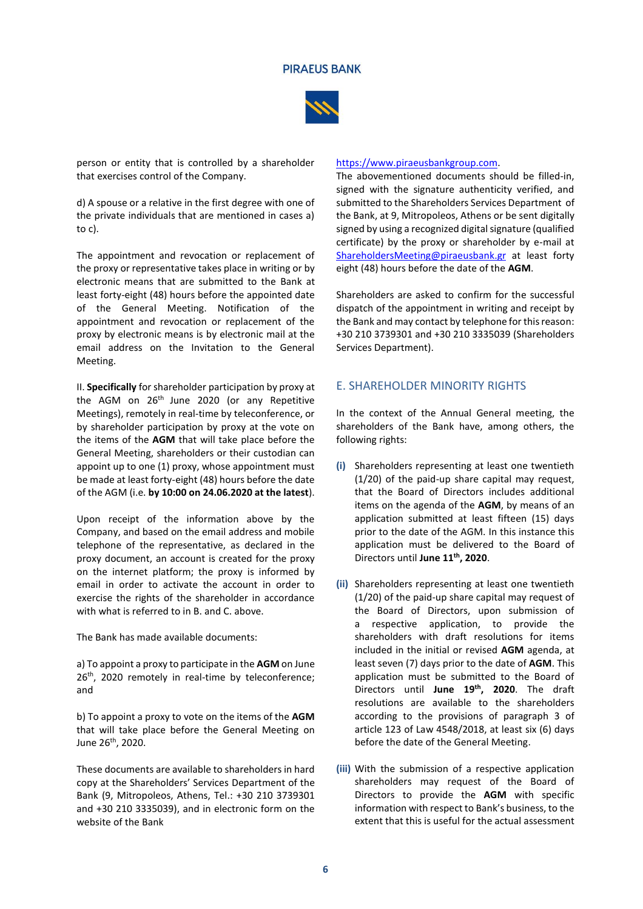person or entity that is controlled by a shareholder that exercises control of the Company.

d) A spouse or a relative in the first degree with one of the private individuals that are mentioned in cases a) to c).

The appointment and revocation or replacement of the proxy or representative takes place in writing or by electronic means that are submitted to the Bank at least forty-eight (48) hours before the appointed date of the General Meeting. Notification of the appointment and revocation or replacement of the proxy by electronic means is by electronic mail at the email address on the Invitation to the General Meeting.

II. **Specifically** for shareholder participation by proxy at the AGM on 26th June 2020 (or any Repetitive Meetings), remotely in real-time by teleconference, or by shareholder participation by proxy at the vote on the items of the **AGM** that will take place before the General Meeting, shareholders or their custodian can appoint up to one (1) proxy, whose appointment must be made at least forty-eight (48) hours before the date of the AGM (i.e. **by 10:00 on 24.06.2020 at the latest**).

Upon receipt of the information above by the Company, and based on the email address and mobile telephone of the representative, as declared in the proxy document, an account is created for the proxy on the internet platform; the proxy is informed by email in order to activate the account in order to exercise the rights of the shareholder in accordance with what is referred to in B. and C. above.

The Bank has made available documents:

a) To appoint a proxy to participate in the **AGM** on June 26th, 2020 remotely in real-time by teleconference; and

b) To appoint a proxy to vote on the items of the **AGM** that will take place before the General Meeting on June 26th, 2020.

These documents are available to shareholders in hard copy at the Shareholders' Services Department of the Bank (9, Mitropoleos, Athens, Tel.: +30 210 3739301 and +30 210 3335039), and in electronic form on the website of the Bank https://www.piraeusbankgroup.com.

The abovementioned documents should be filled-in, signed with the signature authenticity verified, and submitted to the Shareholders Services Department of the Bank, at 9, Mitropoleos, Athens or be sent digitally signed by using a recognized digital signature (qualified certificate) by the proxy or shareholder by e-mail at ShareholdersMeeting@piraeusbank.gr at least forty eight (48) hours before the date of the **AGM**.

Shareholders are asked to confirm for the successful dispatch of the appointment in writing and receipt by the Bank and may contact by telephone for this reason: +30 210 3739301 and +30 210 3335039 (Shareholders Services Department).

## E. SHAREHOLDER MINORITY RIGHTS

In the context of the Annual General meeting, the shareholders of the Bank have, among others, the following rights:

**(i)** Shareholders representing at least one twentieth (1/20) of the paid-up share capital may request, that the Board of Directors includes additional items on the agenda of the **AGM**, by means of an application submitted at least fifteen (15) days prior to the date of the AGM. In this instance this application must be delivered to the Board of Directors until **June 11th, 2020**.

**(ii)** Shareholders representing at least one twentieth (1/20) of the paid-up share capital may request of the Board of Directors, upon submission of a respective application, to provide the shareholders with draft resolutions for items included in the initial or revised **AGM** agenda, at least seven (7) days prior to the date of **AGM**. This application must be submitted to the Board of Directors until **June 19th, 2020**. The draft resolutions are available to the shareholders according to the provisions of paragraph 3 of article 123 of Law 4548/2018, at least six (6) days before the date of the General Meeting.

**(iii)** With the submission of a respective application shareholders may request of the Board of Directors to provide the **AGM** with specific information with respect to Bank's business, to the extent that this is useful for the actual assessment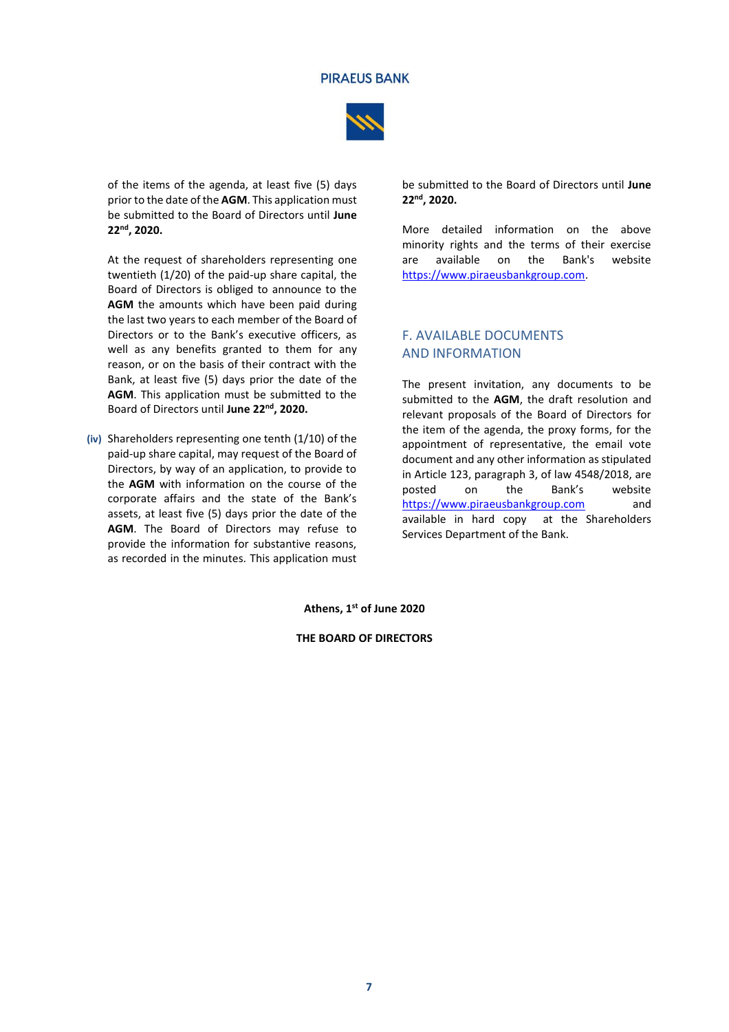of the items of the agenda, at least five (5) days prior to the date of the **AGM**. This application must be submitted to the Board of Directors until **June 22nd, 2020.**

At the request of shareholders representing one twentieth (1/20) of the paid-up share capital, the Board of Directors is obliged to announce to the **AGM** the amounts which have been paid during the last two years to each member of the Board of Directors or to the Bank's executive officers, as well as any benefits granted to them for any reason, or on the basis of their contract with the Bank, at least five (5) days prior the date of the **AGM**. This application must be submitted to the Board of Directors until **June 22nd, 2020.**

**(iv)** Shareholders representing one tenth (1/10) of the paid-up share capital, may request of the Board of Directors, by way of an application, to provide to the **AGM** with information on the course of the corporate affairs and the state of the Bank's assets, at least five (5) days prior the date of the **AGM**. The Board of Directors may refuse to provide the information for substantive reasons, as recorded in the minutes. This application must be submitted to the Board of Directors until **June 22nd, 2020.**

More detailed information on the above minority rights and the terms of their exercise are available on the Bank's website https://www.piraeusbankgroup.com.

## F. AVAILABLE DOCUMENTS AND INFORMATION

The present invitation, any documents to be submitted to the **AGM**, the draft resolution and relevant proposals of the Board of Directors for the item of the agenda, the proxy forms, for the appointment of representative, the email vote document and any other information as stipulated in Article 123, paragraph 3, of law 4548/2018, are posted on the Bank's website https://www.piraeusbankgroup.com and available in hard copy at the Shareholders Services Department of the Bank.

**Athens, 1st of June 2020**

**THE BOARD OF DIRECTORS**